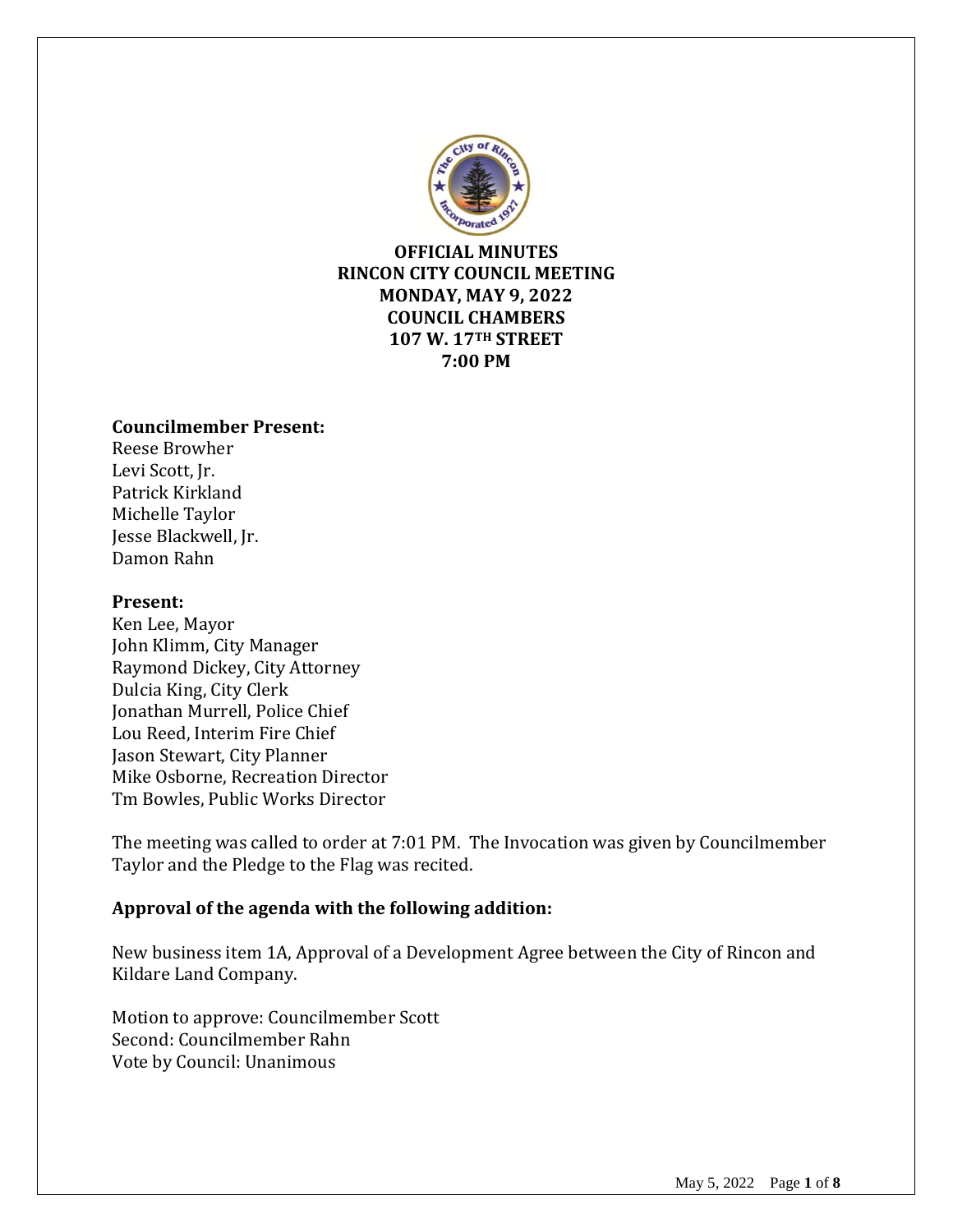**OFFICIAL MINUTES**
**RINCON CITY COUNCIL MEETING**
**MONDAY, MAY 9, 2022**
**COUNCIL CHAMBERS**
**107 W. 17TH STREET**
**7:00 PM**

**Councilmember Present:**
Reese Browher
Levi Scott, Jr.
Patrick Kirkland
Michelle Taylor
Jesse Blackwell, Jr.
Damon Rahn

**Present:**
Ken Lee, Mayor
John Klimm, City Manager
Raymond Dickey, City Attorney
Dulcia King, City Clerk
Jonathan Murrell, Police Chief
Lou Reed, Interim Fire Chief
Jason Stewart, City Planner
Mike Osborne, Recreation Director
Tm Bowles, Public Works Director

The meeting was called to order at 7:01 PM. The Invocation was given by Councilmember Taylor and the Pledge to the Flag was recited.

**Approval of the agenda with the following addition:**

New business item 1A, Approval of a Development Agree between the City of Rincon and Kildare Land Company.

Motion to approve: Councilmember Scott
Second: Councilmember Rahn
Vote by Council: Unanimous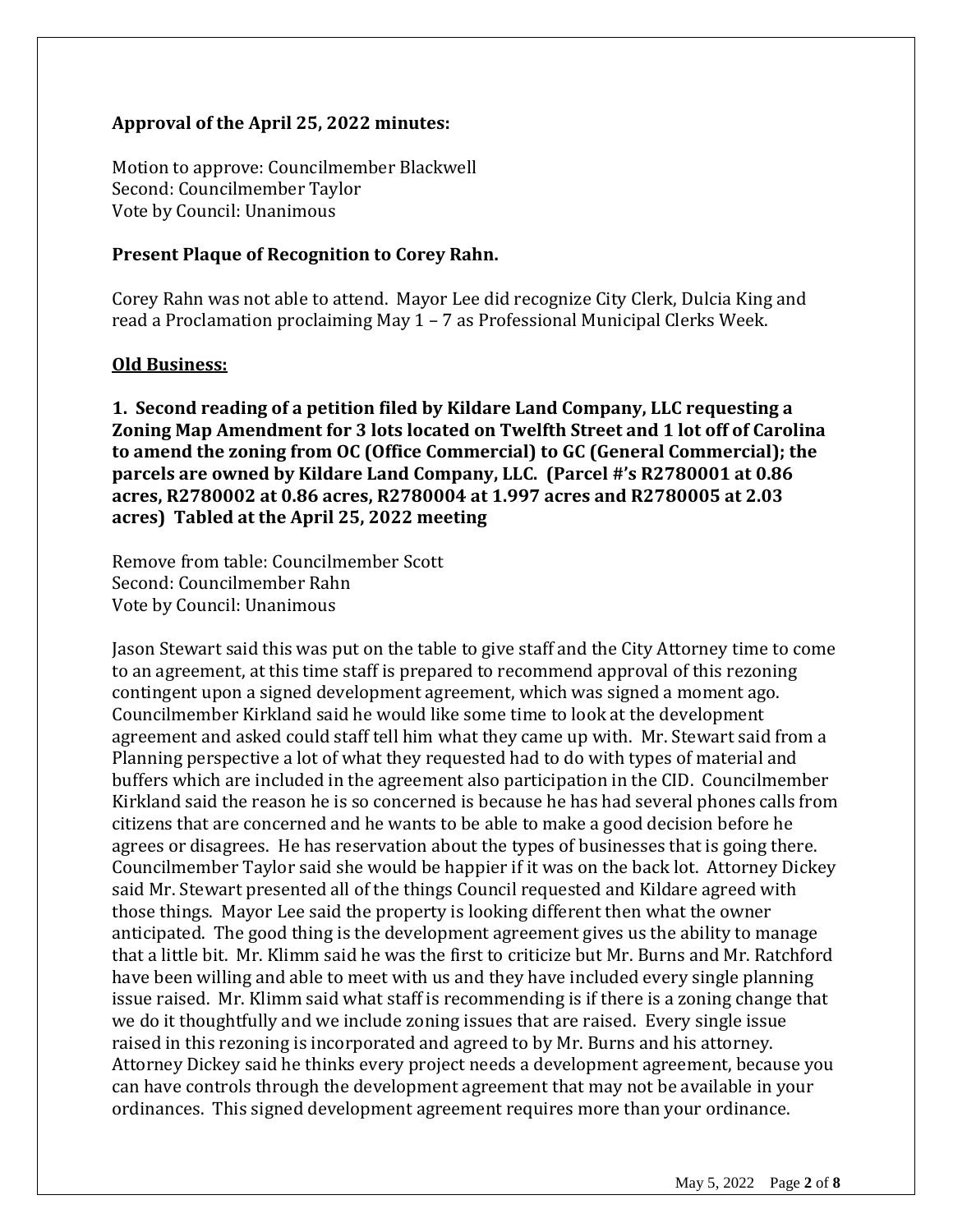**Approval of the April 25, 2022 minutes:**

Motion to approve: Councilmember Blackwell
Second: Councilmember Taylor
Vote by Council: Unanimous

**Present Plaque of Recognition to Corey Rahn.**

Corey Rahn was not able to attend. Mayor Lee did recognize City Clerk, Dulcia King and read a Proclamation proclaiming May 1 – 7 as Professional Municipal Clerks Week.

**Old Business:**

**1. Second reading of a petition filed by Kildare Land Company, LLC requesting a Zoning Map Amendment for 3 lots located on Twelfth Street and 1 lot off of Carolina to amend the zoning from OC (Office Commercial) to GC (General Commercial); the parcels are owned by Kildare Land Company, LLC. (Parcel #'s R2780001 at 0.86 acres, R2780002 at 0.86 acres, R2780004 at 1.997 acres and R2780005 at 2.03 acres) Tabled at the April 25, 2022 meeting**

Remove from table: Councilmember Scott
Second: Councilmember Rahn
Vote by Council: Unanimous

Jason Stewart said this was put on the table to give staff and the City Attorney time to come to an agreement, at this time staff is prepared to recommend approval of this rezoning contingent upon a signed development agreement, which was signed a moment ago. Councilmember Kirkland said he would like some time to look at the development agreement and asked could staff tell him what they came up with. Mr. Stewart said from a Planning perspective a lot of what they requested had to do with types of material and buffers which are included in the agreement also participation in the CID. Councilmember Kirkland said the reason he is so concerned is because he has had several phones calls from citizens that are concerned and he wants to be able to make a good decision before he agrees or disagrees. He has reservation about the types of businesses that is going there. Councilmember Taylor said she would be happier if it was on the back lot. Attorney Dickey said Mr. Stewart presented all of the things Council requested and Kildare agreed with those things. Mayor Lee said the property is looking different then what the owner anticipated. The good thing is the development agreement gives us the ability to manage that a little bit. Mr. Klimm said he was the first to criticize but Mr. Burns and Mr. Ratchford have been willing and able to meet with us and they have included every single planning issue raised. Mr. Klimm said what staff is recommending is if there is a zoning change that we do it thoughtfully and we include zoning issues that are raised. Every single issue raised in this rezoning is incorporated and agreed to by Mr. Burns and his attorney. Attorney Dickey said he thinks every project needs a development agreement, because you can have controls through the development agreement that may not be available in your ordinances. This signed development agreement requires more than your ordinance.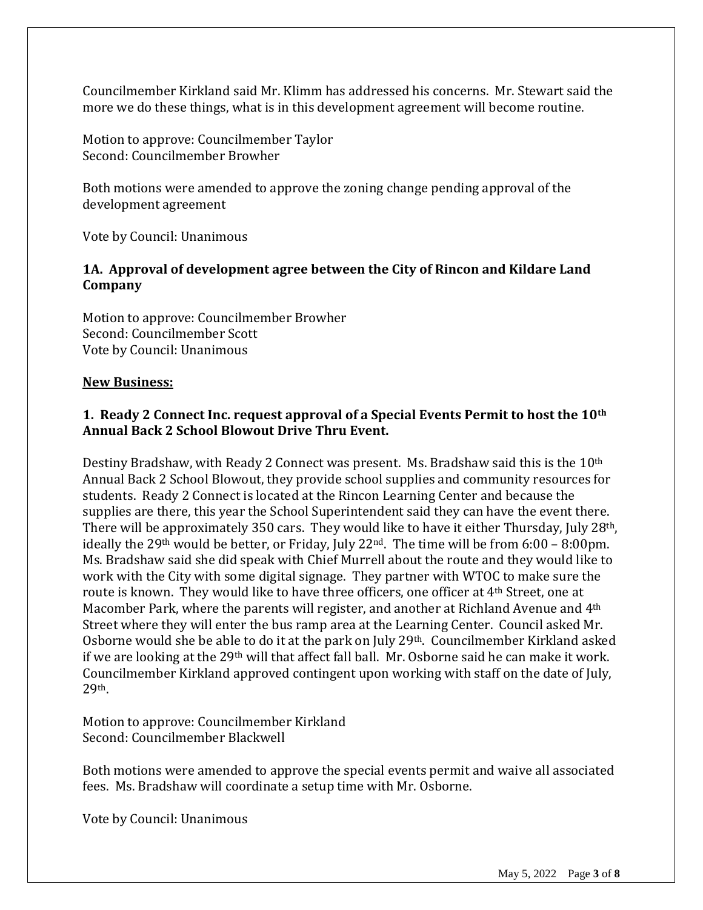Councilmember Kirkland said Mr. Klimm has addressed his concerns. Mr. Stewart said the more we do these things, what is in this development agreement will become routine.

Motion to approve: Councilmember Taylor
Second: Councilmember Browher

Both motions were amended to approve the zoning change pending approval of the development agreement

Vote by Council: Unanimous

**1A. Approval of development agree between the City of Rincon and Kildare Land Company**

Motion to approve: Councilmember Browher
Second: Councilmember Scott
Vote by Council: Unanimous

**New Business:**

**1. Ready 2 Connect Inc. request approval of a Special Events Permit to host the 10th Annual Back 2 School Blowout Drive Thru Event.**

Destiny Bradshaw, with Ready 2 Connect was present. Ms. Bradshaw said this is the 10th Annual Back 2 School Blowout, they provide school supplies and community resources for students. Ready 2 Connect is located at the Rincon Learning Center and because the supplies are there, this year the School Superintendent said they can have the event there. There will be approximately 350 cars. They would like to have it either Thursday, July 28th, ideally the 29th would be better, or Friday, July 22nd. The time will be from 6:00 – 8:00pm. Ms. Bradshaw said she did speak with Chief Murrell about the route and they would like to work with the City with some digital signage. They partner with WTOC to make sure the route is known. They would like to have three officers, one officer at 4th Street, one at Macomber Park, where the parents will register, and another at Richland Avenue and 4th Street where they will enter the bus ramp area at the Learning Center. Council asked Mr. Osborne would she be able to do it at the park on July 29th. Councilmember Kirkland asked if we are looking at the 29th will that affect fall ball. Mr. Osborne said he can make it work. Councilmember Kirkland approved contingent upon working with staff on the date of July, 29th.

Motion to approve: Councilmember Kirkland
Second: Councilmember Blackwell

Both motions were amended to approve the special events permit and waive all associated fees. Ms. Bradshaw will coordinate a setup time with Mr. Osborne.

Vote by Council: Unanimous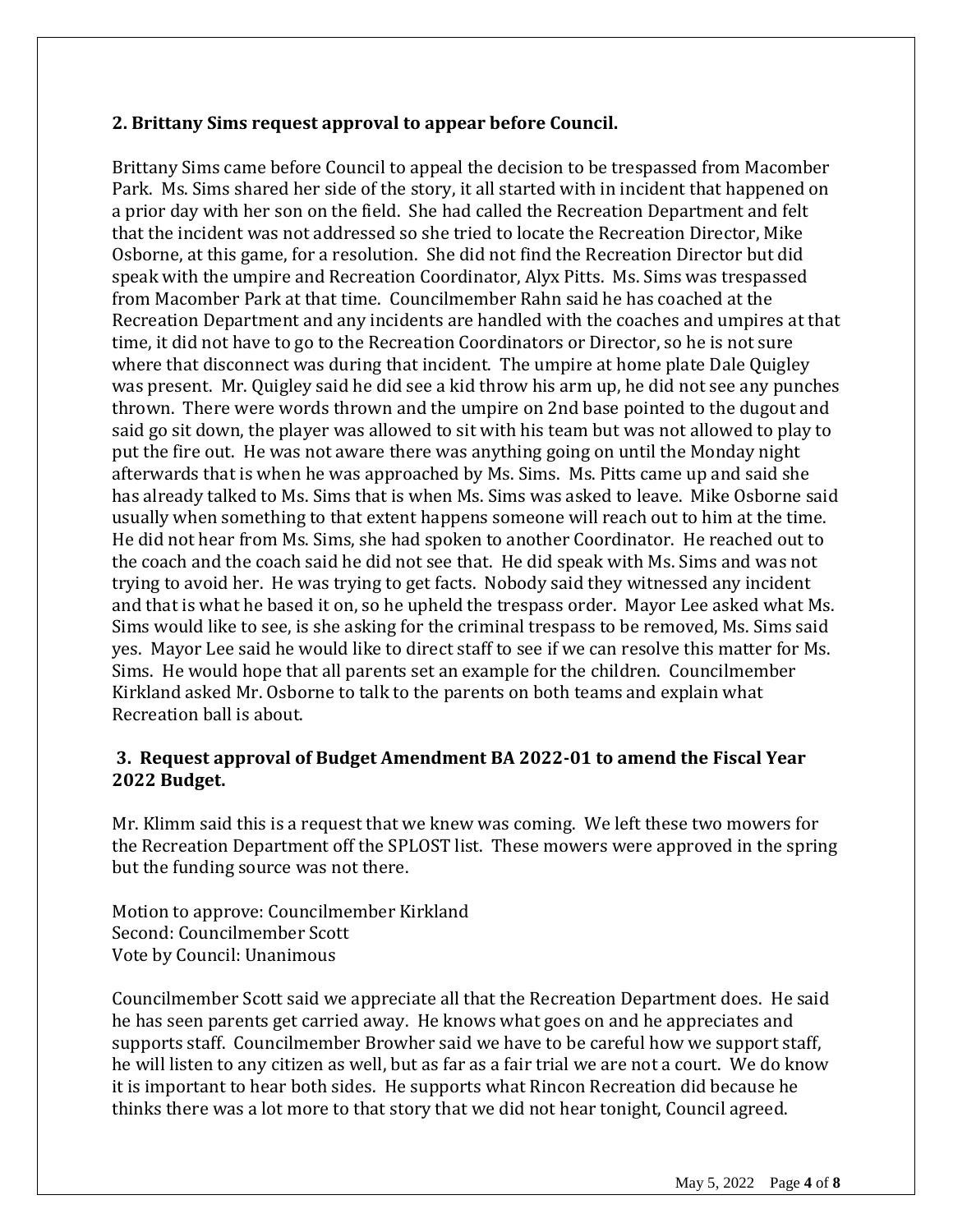**2. Brittany Sims request approval to appear before Council.**

Brittany Sims came before Council to appeal the decision to be trespassed from Macomber Park. Ms. Sims shared her side of the story, it all started with in incident that happened on a prior day with her son on the field. She had called the Recreation Department and felt that the incident was not addressed so she tried to locate the Recreation Director, Mike Osborne, at this game, for a resolution. She did not find the Recreation Director but did speak with the umpire and Recreation Coordinator, Alyx Pitts. Ms. Sims was trespassed from Macomber Park at that time. Councilmember Rahn said he has coached at the Recreation Department and any incidents are handled with the coaches and umpires at that time, it did not have to go to the Recreation Coordinators or Director, so he is not sure where that disconnect was during that incident. The umpire at home plate Dale Quigley was present. Mr. Quigley said he did see a kid throw his arm up, he did not see any punches thrown. There were words thrown and the umpire on 2nd base pointed to the dugout and said go sit down, the player was allowed to sit with his team but was not allowed to play to put the fire out. He was not aware there was anything going on until the Monday night afterwards that is when he was approached by Ms. Sims. Ms. Pitts came up and said she has already talked to Ms. Sims that is when Ms. Sims was asked to leave. Mike Osborne said usually when something to that extent happens someone will reach out to him at the time. He did not hear from Ms. Sims, she had spoken to another Coordinator. He reached out to the coach and the coach said he did not see that. He did speak with Ms. Sims and was not trying to avoid her. He was trying to get facts. Nobody said they witnessed any incident and that is what he based it on, so he upheld the trespass order. Mayor Lee asked what Ms. Sims would like to see, is she asking for the criminal trespass to be removed, Ms. Sims said yes. Mayor Lee said he would like to direct staff to see if we can resolve this matter for Ms. Sims. He would hope that all parents set an example for the children. Councilmember Kirkland asked Mr. Osborne to talk to the parents on both teams and explain what Recreation ball is about.

**3. Request approval of Budget Amendment BA 2022-01 to amend the Fiscal Year 2022 Budget.**

Mr. Klimm said this is a request that we knew was coming. We left these two mowers for the Recreation Department off the SPLOST list. These mowers were approved in the spring but the funding source was not there.

Motion to approve: Councilmember Kirkland
Second: Councilmember Scott
Vote by Council: Unanimous

Councilmember Scott said we appreciate all that the Recreation Department does. He said he has seen parents get carried away. He knows what goes on and he appreciates and supports staff. Councilmember Browher said we have to be careful how we support staff, he will listen to any citizen as well, but as far as a fair trial we are not a court. We do know it is important to hear both sides. He supports what Rincon Recreation did because he thinks there was a lot more to that story that we did not hear tonight, Council agreed.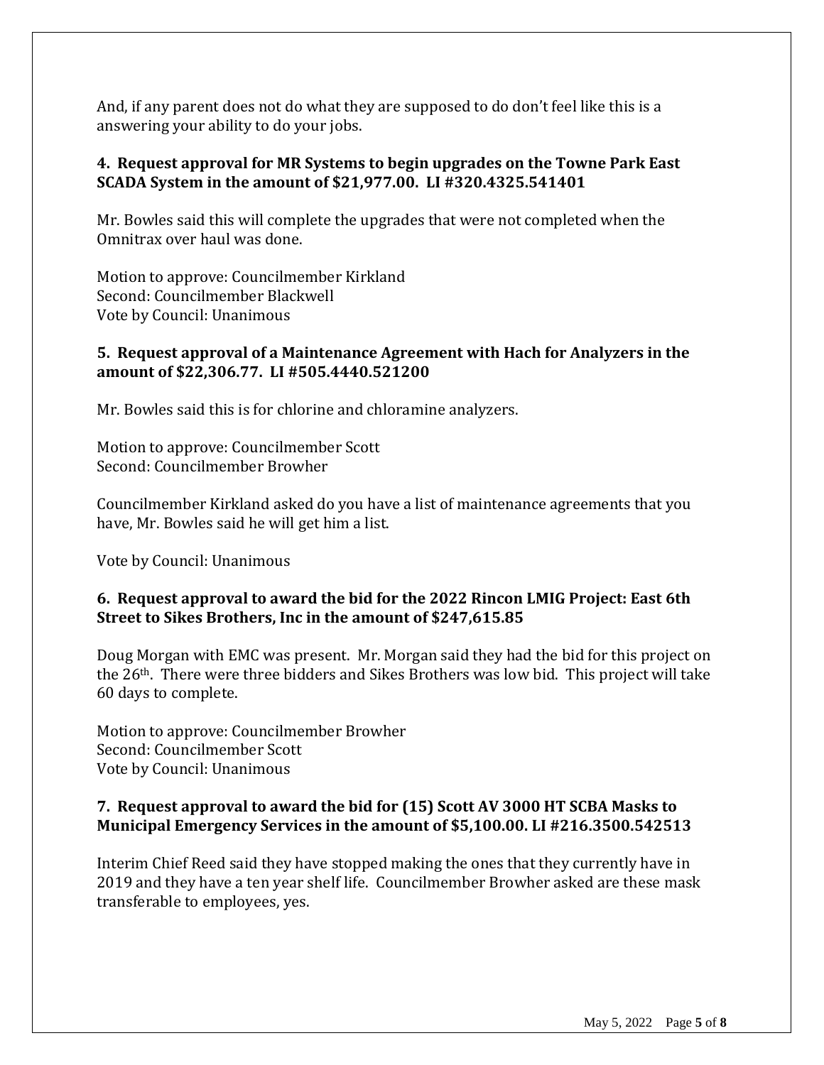And, if any parent does not do what they are supposed to do don't feel like this is a answering your ability to do your jobs.

**4. Request approval for MR Systems to begin upgrades on the Towne Park East SCADA System in the amount of $21,977.00. LI #320.4325.541401**

Mr. Bowles said this will complete the upgrades that were not completed when the Omnitrax over haul was done.

Motion to approve: Councilmember Kirkland
Second: Councilmember Blackwell
Vote by Council: Unanimous

**5. Request approval of a Maintenance Agreement with Hach for Analyzers in the amount of $22,306.77. LI #505.4440.521200**

Mr. Bowles said this is for chlorine and chloramine analyzers.

Motion to approve: Councilmember Scott
Second: Councilmember Browher

Councilmember Kirkland asked do you have a list of maintenance agreements that you have, Mr. Bowles said he will get him a list.

Vote by Council: Unanimous

**6. Request approval to award the bid for the 2022 Rincon LMIG Project: East 6th Street to Sikes Brothers, Inc in the amount of $247,615.85**

Doug Morgan with EMC was present. Mr. Morgan said they had the bid for this project on the 26th. There were three bidders and Sikes Brothers was low bid. This project will take 60 days to complete.

Motion to approve: Councilmember Browher
Second: Councilmember Scott
Vote by Council: Unanimous

**7. Request approval to award the bid for (15) Scott AV 3000 HT SCBA Masks to Municipal Emergency Services in the amount of $5,100.00. LI #216.3500.542513**

Interim Chief Reed said they have stopped making the ones that they currently have in 2019 and they have a ten year shelf life. Councilmember Browher asked are these mask transferable to employees, yes.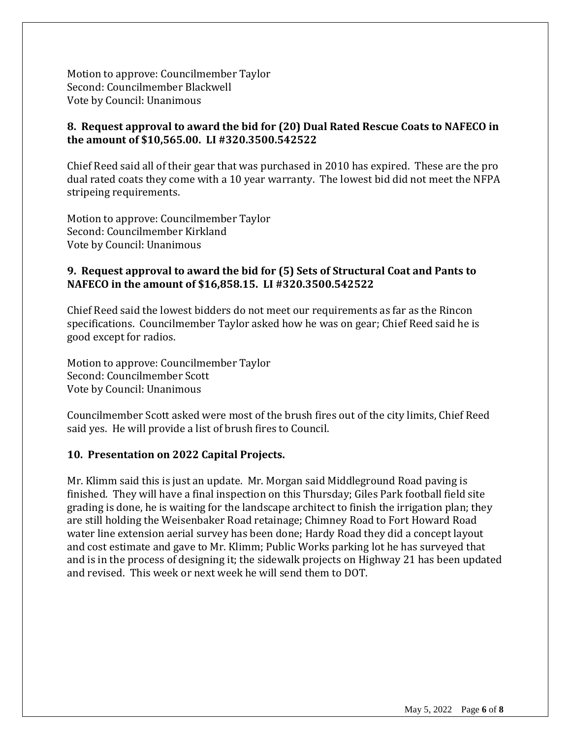Motion to approve: Councilmember Taylor
Second: Councilmember Blackwell
Vote by Council: Unanimous

**8. Request approval to award the bid for (20) Dual Rated Rescue Coats to NAFECO in the amount of $10,565.00. LI #320.3500.542522**

Chief Reed said all of their gear that was purchased in 2010 has expired. These are the pro dual rated coats they come with a 10 year warranty. The lowest bid did not meet the NFPA stripeing requirements.

Motion to approve: Councilmember Taylor
Second: Councilmember Kirkland
Vote by Council: Unanimous

**9. Request approval to award the bid for (5) Sets of Structural Coat and Pants to NAFECO in the amount of $16,858.15. LI #320.3500.542522**

Chief Reed said the lowest bidders do not meet our requirements as far as the Rincon specifications. Councilmember Taylor asked how he was on gear; Chief Reed said he is good except for radios.

Motion to approve: Councilmember Taylor
Second: Councilmember Scott
Vote by Council: Unanimous

Councilmember Scott asked were most of the brush fires out of the city limits, Chief Reed said yes. He will provide a list of brush fires to Council.

**10. Presentation on 2022 Capital Projects.**

Mr. Klimm said this is just an update. Mr. Morgan said Middleground Road paving is finished. They will have a final inspection on this Thursday; Giles Park football field site grading is done, he is waiting for the landscape architect to finish the irrigation plan; they are still holding the Weisenbaker Road retainage; Chimney Road to Fort Howard Road water line extension aerial survey has been done; Hardy Road they did a concept layout and cost estimate and gave to Mr. Klimm; Public Works parking lot he has surveyed that and is in the process of designing it; the sidewalk projects on Highway 21 has been updated and revised. This week or next week he will send them to DOT.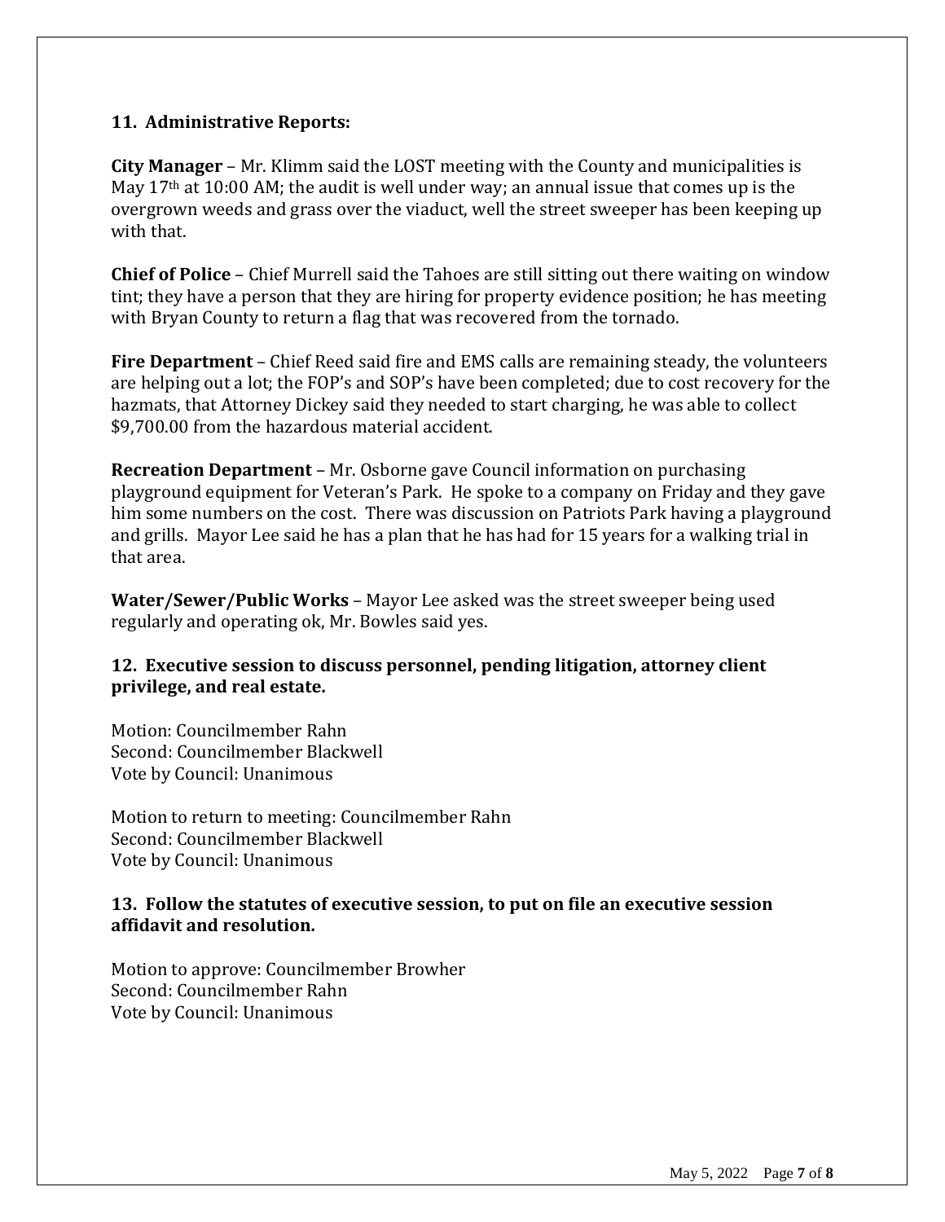**11. Administrative Reports:**

**City Manager** – Mr. Klimm said the LOST meeting with the County and municipalities is May 17th at 10:00 AM; the audit is well under way; an annual issue that comes up is the overgrown weeds and grass over the viaduct, well the street sweeper has been keeping up with that.

**Chief of Police** – Chief Murrell said the Tahoes are still sitting out there waiting on window tint; they have a person that they are hiring for property evidence position; he has meeting with Bryan County to return a flag that was recovered from the tornado.

**Fire Department** – Chief Reed said fire and EMS calls are remaining steady, the volunteers are helping out a lot; the FOP's and SOP's have been completed; due to cost recovery for the hazmats, that Attorney Dickey said they needed to start charging, he was able to collect $9,700.00 from the hazardous material accident.

**Recreation Department** – Mr. Osborne gave Council information on purchasing playground equipment for Veteran's Park. He spoke to a company on Friday and they gave him some numbers on the cost. There was discussion on Patriots Park having a playground and grills. Mayor Lee said he has a plan that he has had for 15 years for a walking trial in that area.

**Water/Sewer/Public Works** – Mayor Lee asked was the street sweeper being used regularly and operating ok, Mr. Bowles said yes.

**12. Executive session to discuss personnel, pending litigation, attorney client privilege, and real estate.**

Motion: Councilmember Rahn
Second: Councilmember Blackwell
Vote by Council: Unanimous

Motion to return to meeting: Councilmember Rahn
Second: Councilmember Blackwell
Vote by Council: Unanimous

**13. Follow the statutes of executive session, to put on file an executive session affidavit and resolution.**

Motion to approve: Councilmember Browher
Second: Councilmember Rahn
Vote by Council: Unanimous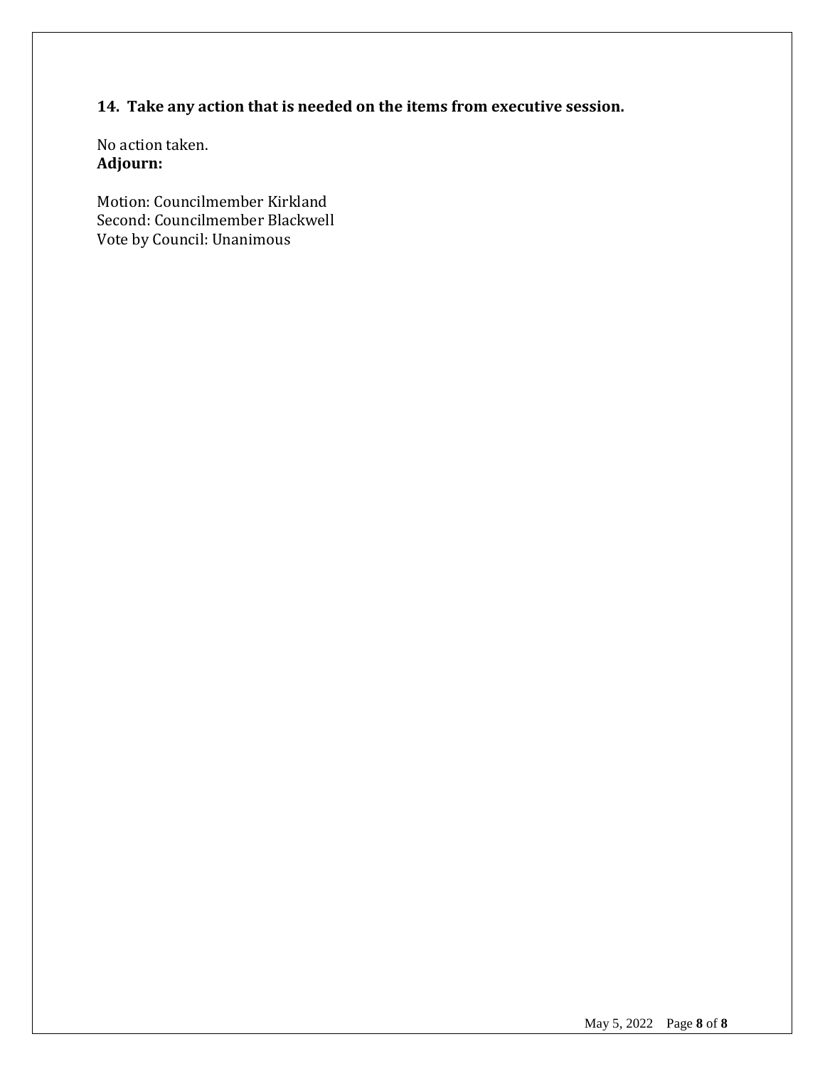**14. Take any action that is needed on the items from executive session.**

No action taken.
**Adjourn:**

Motion: Councilmember Kirkland
Second: Councilmember Blackwell
Vote by Council: Unanimous